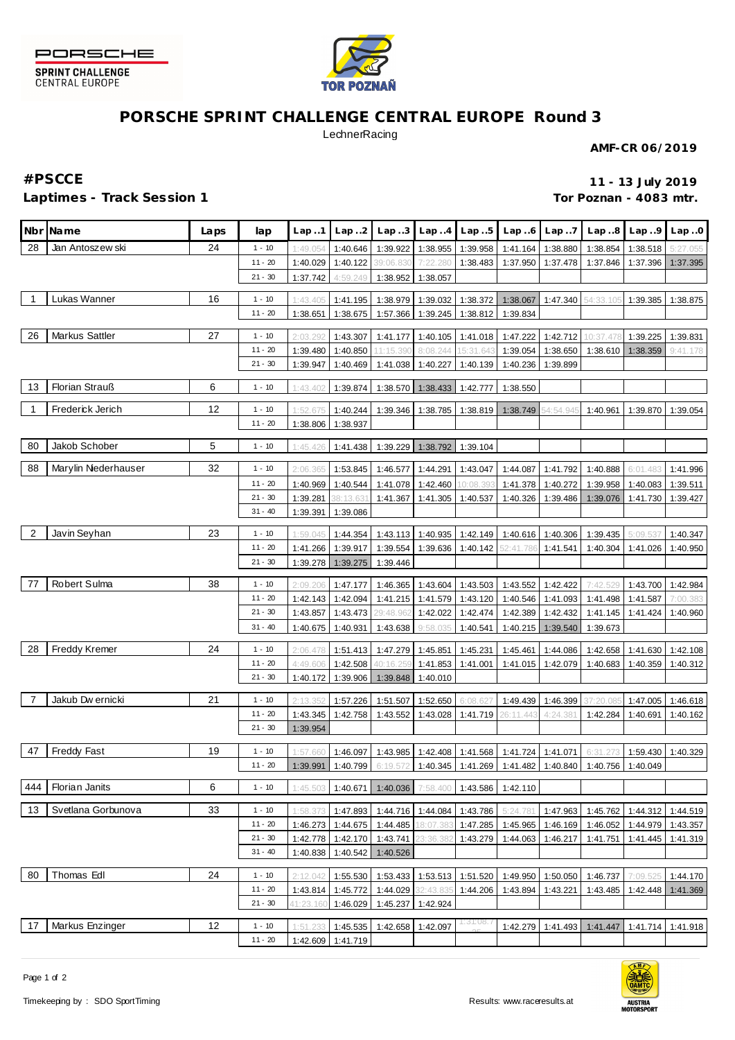# PORSCHE SPRINT CHALLENGE CENTRAL EUROPE Round 3

LechnerRacing

**AMF-CR 06/2019**

## #PSCCE

**11 - 13 July 2019**

**Laptimes - Track Session 1**

**Tor Poznan - 4083 mtr.**

| Nbr | Name | Laps | lap | Lap..1 | Lap..2 | Lap..3 | Lap..4 | Lap..5 | Lap..6 | Lap..7 | Lap..8 | Lap..9 | Lap..0 |
|---|---|---|---|---|---|---|---|---|---|---|---|---|---|
| 28 | Jan Antoszewski | 24 | 1 - 10 | 1:49.054 | 1:40.646 | 1:39.922 | 1:38.955 | 1:39.958 | 1:41.164 | 1:38.880 | 1:38.854 | 1:38.518 | 5:27.055 |
| | | | 11 - 20 | 1:40.029 | 1:40.122 | 39:06.830 | 7:22.280 | 1:38.483 | 1:37.950 | 1:37.478 | 1:37.846 | 1:37.396 | 1:37.395 |
| | | | 21 - 30 | 1:37.742 | 4:59.249 | 1:38.952 | 1:38.057 | | | | | | |
| 1 | Lukas Wanner | 16 | 1 - 10 | 1:43.405 | 1:41.195 | 1:38.979 | 1:39.032 | 1:38.372 | 1:38.067 | 1:47.340 | 54:33.105 | 1:39.385 | 1:38.875 |
| | | | 11 - 20 | 1:38.651 | 1:38.675 | 1:57.366 | 1:39.245 | 1:38.812 | 1:39.834 | | | | |
| 26 | Markus Sattler | 27 | 1 - 10 | 2:03.292 | 1:43.307 | 1:41.177 | 1:40.105 | 1:41.018 | 1:47.222 | 1:42.712 | 10:37.478 | 1:39.225 | 1:39.831 |
| | | | 11 - 20 | 1:39.480 | 1:40.850 | 11:15.390 | 8:08.244 | 15:31.643 | 1:39.054 | 1:38.650 | 1:38.610 | 1:38.359 | 9:41.178 |
| | | | 21 - 30 | 1:39.947 | 1:40.469 | 1:41.038 | 1:40.227 | 1:40.139 | 1:40.236 | 1:39.899 | | | |
| 13 | Florian Strauß | 6 | 1 - 10 | 1:43.402 | 1:39.874 | 1:38.570 | 1:38.433 | 1:42.777 | 1:38.550 | | | | |
| 1 | Frederick Jerich | 12 | 1 - 10 | 1:52.675 | 1:40.244 | 1:39.346 | 1:38.785 | 1:38.819 | 1:38.749 | 54:54.945 | 1:40.961 | 1:39.870 | 1:39.054 |
| | | | 11 - 20 | 1:38.806 | 1:38.937 | | | | | | | | |
| 80 | Jakob Schober | 5 | 1 - 10 | 1:45.426 | 1:41.438 | 1:39.229 | 1:38.792 | 1:39.104 | | | | | |
| 88 | Marylin Niederhauser | 32 | 1 - 10 | 2:06.365 | 1:53.845 | 1:46.577 | 1:44.291 | 1:43.047 | 1:44.087 | 1:41.792 | 1:40.888 | 6:01.483 | 1:41.996 |
| | | | 11 - 20 | 1:40.969 | 1:40.544 | 1:41.078 | 1:42.460 | 10:08.393 | 1:41.378 | 1:40.272 | 1:39.958 | 1:40.083 | 1:39.511 |
| | | | 21 - 30 | 1:39.281 | 38:13.631 | 1:41.367 | 1:41.305 | 1:40.537 | 1:40.326 | 1:39.486 | 1:39.076 | 1:41.730 | 1:39.427 |
| | | | 31 - 40 | 1:39.391 | 1:39.086 | | | | | | | | |
| 2 | Javin Seyhan | 23 | 1 - 10 | 1:59.045 | 1:44.354 | 1:43.113 | 1:40.935 | 1:42.149 | 1:40.616 | 1:40.306 | 1:39.435 | 5:09.537 | 1:40.347 |
| | | | 11 - 20 | 1:41.266 | 1:39.917 | 1:39.554 | 1:39.636 | 1:40.142 | 52:41.786 | 1:41.541 | 1:40.304 | 1:41.026 | 1:40.950 |
| | | | 21 - 30 | 1:39.278 | 1:39.275 | 1:39.446 | | | | | | | |
| 77 | Robert Sulma | 38 | 1 - 10 | 2:09.206 | 1:47.177 | 1:46.365 | 1:43.604 | 1:43.503 | 1:43.552 | 1:42.422 | 7:42.529 | 1:43.700 | 1:42.984 |
| | | | 11 - 20 | 1:42.143 | 1:42.094 | 1:41.215 | 1:41.579 | 1:43.120 | 1:40.546 | 1:41.093 | 1:41.498 | 1:41.587 | 7:00.383 |
| | | | 21 - 30 | 1:43.857 | 1:43.473 | 29:48.962 | 1:42.022 | 1:42.474 | 1:42.389 | 1:42.432 | 1:41.145 | 1:41.424 | 1:40.960 |
| | | | 31 - 40 | 1:40.675 | 1:40.931 | 1:43.638 | 9:58.035 | 1:40.541 | 1:40.215 | 1:39.540 | 1:39.673 | | |
| 28 | Freddy Kremer | 24 | 1 - 10 | 2:06.478 | 1:51.413 | 1:47.279 | 1:45.851 | 1:45.231 | 1:45.461 | 1:44.086 | 1:42.658 | 1:41.630 | 1:42.108 |
| | | | 11 - 20 | 4:49.606 | 1:42.508 | 40:16.259 | 1:41.853 | 1:41.001 | 1:41.015 | 1:42.079 | 1:40.683 | 1:40.359 | 1:40.312 |
| | | | 21 - 30 | 1:40.172 | 1:39.906 | 1:39.848 | 1:40.010 | | | | | | |
| 7 | Jakub Dwernicki | 21 | 1 - 10 | 2:13.352 | 1:57.226 | 1:51.507 | 1:52.650 | 6:08.627 | 1:49.439 | 1:46.399 | 37:20.085 | 1:47.005 | 1:46.618 |
| | | | 11 - 20 | 1:43.345 | 1:42.758 | 1:43.552 | 1:43.028 | 1:41.719 | 26:11.443 | 4:24.381 | 1:42.284 | 1:40.691 | 1:40.162 |
| | | | 21 - 30 | 1:39.954 | | | | | | | | | |
| 47 | Freddy Fast | 19 | 1 - 10 | 1:57.660 | 1:46.097 | 1:43.985 | 1:42.408 | 1:41.568 | 1:41.724 | 1:41.071 | 6:31.273 | 1:59.430 | 1:40.329 |
| | | | 11 - 20 | 1:39.991 | 1:40.799 | 6:19.572 | 1:40.345 | 1:41.269 | 1:41.482 | 1:40.840 | 1:40.756 | 1:40.049 | |
| 444 | Florian Janits | 6 | 1 - 10 | 1:45.503 | 1:40.671 | 1:40.036 | 7:58.400 | 1:43.586 | 1:42.110 | | | | |
| 13 | Svetlana Gorbunova | 33 | 1 - 10 | 1:58.373 | 1:47.893 | 1:44.716 | 1:44.084 | 1:43.786 | 5:24.781 | 1:47.963 | 1:45.762 | 1:44.312 | 1:44.519 |
| | | | 11 - 20 | 1:46.273 | 1:44.675 | 1:44.485 | 18:07.383 | 1:47.285 | 1:45.965 | 1:46.169 | 1:46.052 | 1:44.979 | 1:43.357 |
| | | | 21 - 30 | 1:42.778 | 1:42.170 | 1:43.741 | 23:36.382 | 1:43.279 | 1:44.063 | 1:46.217 | 1:41.751 | 1:41.445 | 1:41.319 |
| | | | 31 - 40 | 1:40.838 | 1:40.542 | 1:40.526 | | | | | | | |
| 80 | Thomas Edl | 24 | 1 - 10 | 2:12.042 | 1:55.530 | 1:53.433 | 1:53.513 | 1:51.520 | 1:49.950 | 1:50.050 | 1:46.737 | 7:09.525 | 1:44.170 |
| | | | 11 - 20 | 1:43.814 | 1:45.772 | 1:44.029 | 32:43.835 | 1:44.206 | 1:43.894 | 1:43.221 | 1:43.485 | 1:42.448 | 1:41.369 |
| | | | 21 - 30 | 41:23.160 | 1:46.029 | 1:45.237 | 1:42.924 | | | | | | |
| 17 | Markus Enzinger | 12 | 1 - 10 | 1:51.233 | 1:45.535 | 1:42.658 | 1:42.097 | 1:31:08.735 | 1:42.279 | 1:41.493 | 1:41.447 | 1:41.714 | 1:41.918 |
| | | | 11 - 20 | 1:42.609 | 1:41.719 | | | | | | | | |

Timekeeping by : SDO SportTiming

Results: www.raceresults.at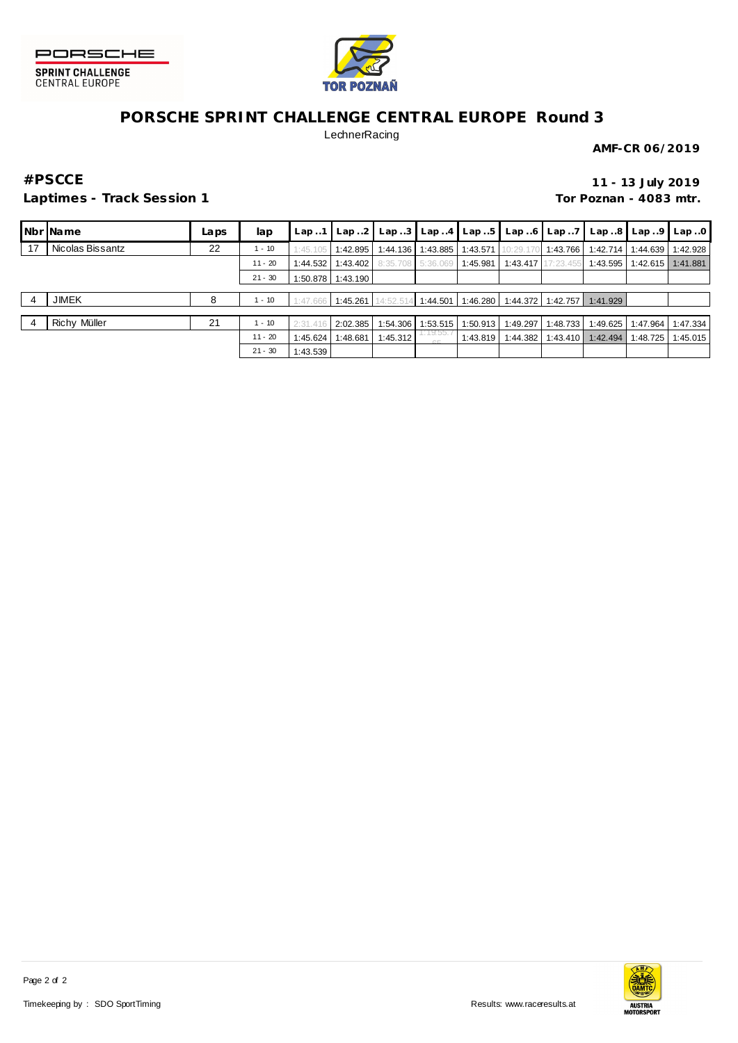PORSCHE SPRINT CHALLENGE CENTRAL EUROPE

TOR POZNAŃ

# PORSCHE SPRINT CHALLENGE CENTRAL EUROPE Round 3

LechnerRacing

**AMF-CR 06/2019**

## #PSCCE

**Laptimes - Track Session 1**

**11 - 13 July 2019**

**Tor Poznan - 4083 mtr.**

| Nbr | Name | Laps | lap | Lap ..1 | Lap ..2 | Lap ..3 | Lap ..4 | Lap ..5 | Lap ..6 | Lap ..7 | Lap ..8 | Lap ..9 | Lap ..0 |
|---|---|---|---|---|---|---|---|---|---|---|---|---|---|
| 17 | Nicolas Bissantz | 22 | 1 - 10 | 1:45.105 | 1:42.895 | 1:44.136 | 1:43.885 | 1:43.571 | 10:29.170 | 1:43.766 | 1:42.714 | 1:44.639 | 1:42.928 |
| | | | 11 - 20 | 1:44.532 | 1:43.402 | 8:35.708 | 5:36.069 | 1:45.981 | 1:43.417 | 17:23.455 | 1:43.595 | 1:42.615 | 1:41.881 |
| | | | 21 - 30 | 1:50.878 | 1:43.190 | | | | | | | | |
| 4 | JIMEK | 8 | 1 - 10 | 1:47.666 | 1:45.261 | 14:52.514 | 1:44.501 | 1:46.280 | 1:44.372 | 1:42.757 | 1:41.929 | | |
| 4 | Richy Müller | 21 | 1 - 10 | 2:31.416 | 2:02.385 | 1:54.306 | 1:53.515 | 1:50.913 | 1:49.297 | 1:48.733 | 1:49.625 | 1:47.964 | 1:47.334 |
| | | | 11 - 20 | 1:45.624 | 1:48.681 | 1:45.312 | 1:19:55.766 | 1:43.819 | 1:44.382 | 1:43.410 | 1:42.494 | 1:48.725 | 1:45.015 |
| | | | 21 - 30 | 1:43.539 | | | | | | | | | |

Timekeeping by : SDO SportTiming

Results: www.raceresults.at